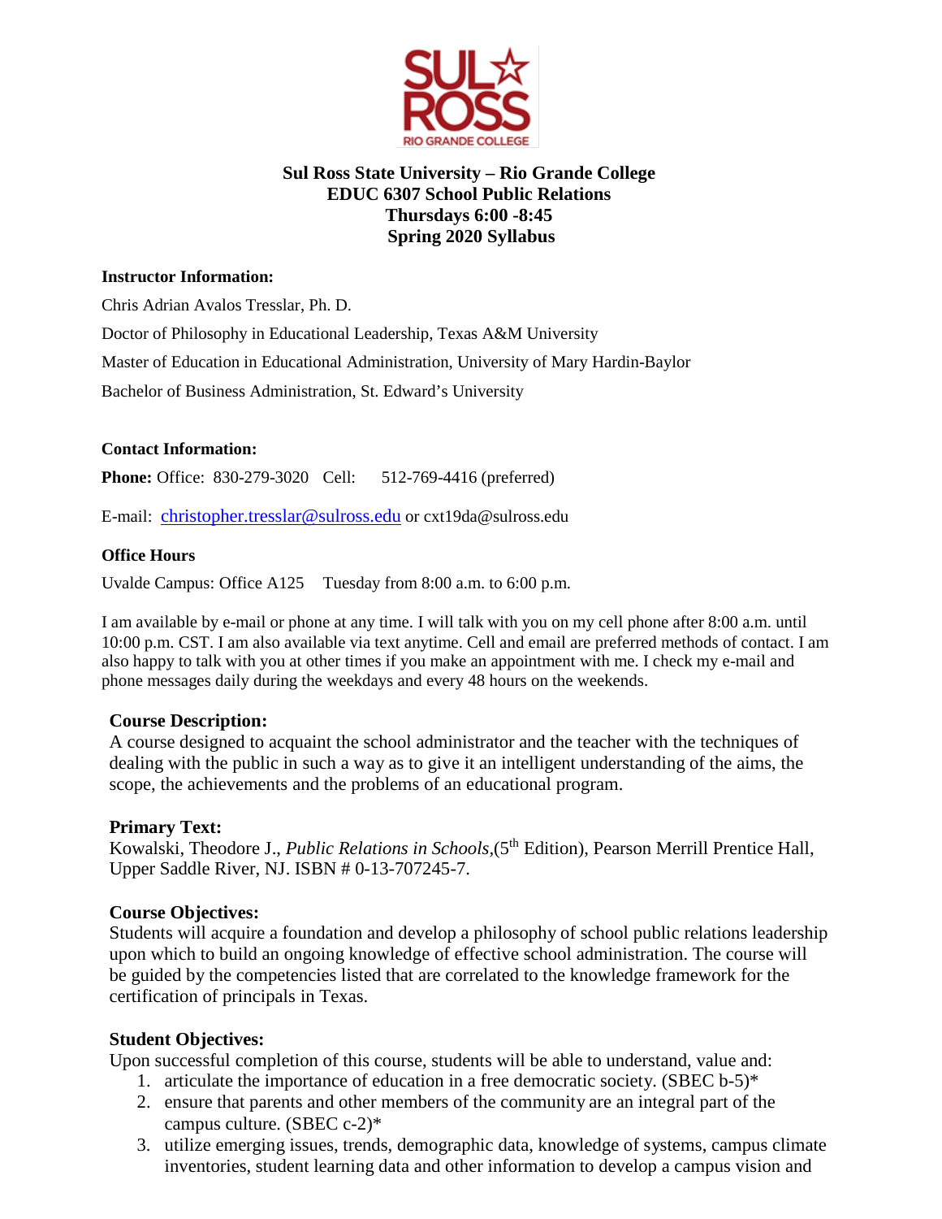**Sul Ross State University – Rio Grande College**
**EDUC 6307 School Public Relations**
**Thursdays 6:00 -8:45**
**Spring 2020 Syllabus**

**Instructor Information:**

Chris Adrian Avalos Tresslar, Ph. D.

Doctor of Philosophy in Educational Leadership, Texas A&M University

Master of Education in Educational Administration, University of Mary Hardin-Baylor

Bachelor of Business Administration, St. Edward's University

**Contact Information:**

**Phone:** Office: 830-279-3020 Cell: 512-769-4416 (preferred)

E-mail: christopher.tresslar@sulross.edu or cxt19da@sulross.edu

**Office Hours**

Uvalde Campus: Office A125 Tuesday from 8:00 a.m. to 6:00 p.m.

I am available by e-mail or phone at any time. I will talk with you on my cell phone after 8:00 a.m. until 10:00 p.m. CST. I am also available via text anytime. Cell and email are preferred methods of contact. I am also happy to talk with you at other times if you make an appointment with me. I check my e-mail and phone messages daily during the weekdays and every 48 hours on the weekends.

**Course Description:**
A course designed to acquaint the school administrator and the teacher with the techniques of dealing with the public in such a way as to give it an intelligent understanding of the aims, the scope, the achievements and the problems of an educational program.

**Primary Text:**
Kowalski, Theodore J., *Public Relations in Schools*,(5th Edition), Pearson Merrill Prentice Hall, Upper Saddle River, NJ. ISBN # 0-13-707245-7.

**Course Objectives:**
Students will acquire a foundation and develop a philosophy of school public relations leadership upon which to build an ongoing knowledge of effective school administration. The course will be guided by the competencies listed that are correlated to the knowledge framework for the certification of principals in Texas.

**Student Objectives:**
Upon successful completion of this course, students will be able to understand, value and:

1. articulate the importance of education in a free democratic society. (SBEC b-5)*
2. ensure that parents and other members of the community are an integral part of the campus culture. (SBEC c-2)*
3. utilize emerging issues, trends, demographic data, knowledge of systems, campus climate inventories, student learning data and other information to develop a campus vision and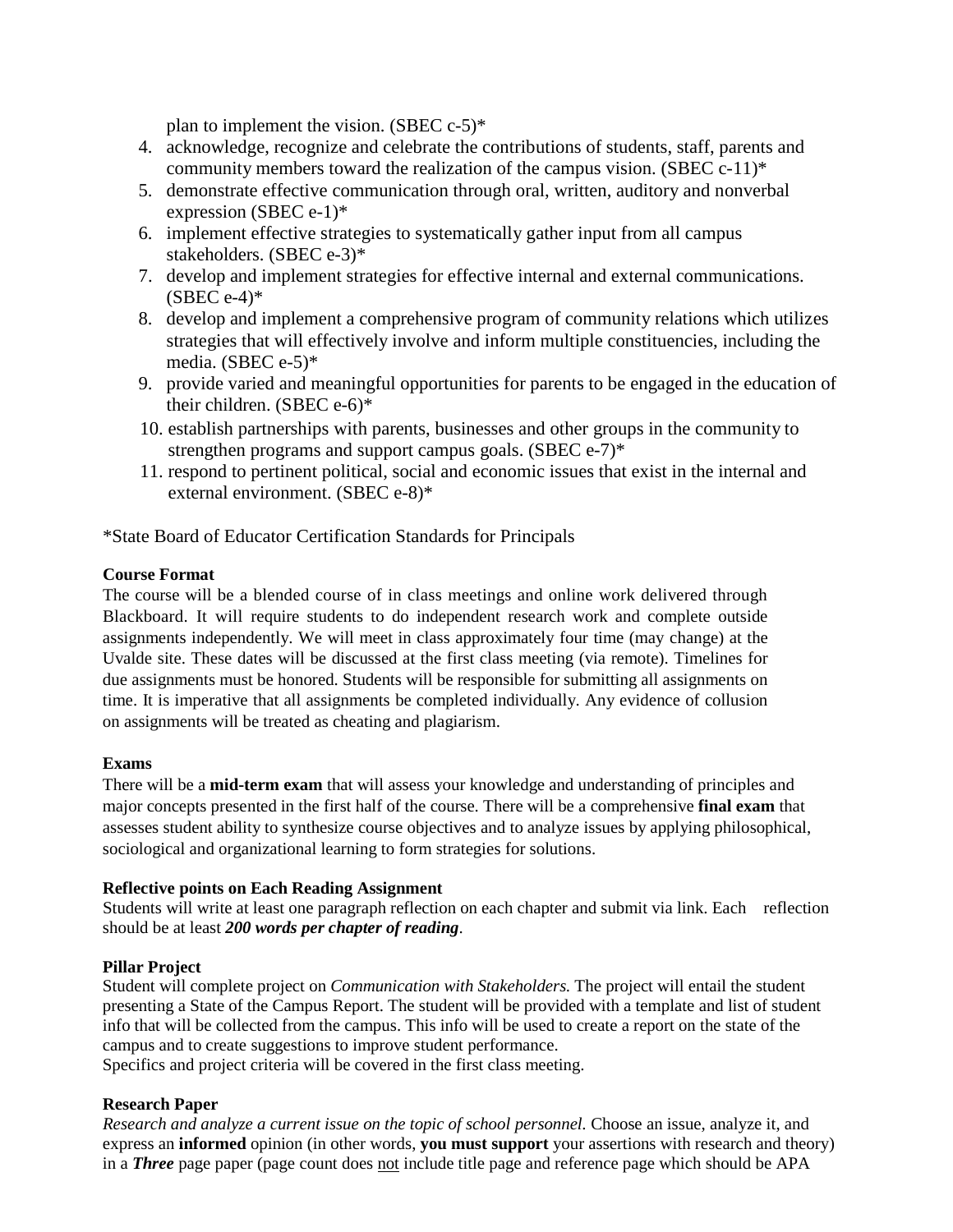plan to implement the vision. (SBEC c-5)*

4. acknowledge, recognize and celebrate the contributions of students, staff, parents and community members toward the realization of the campus vision. (SBEC c-11)*
5. demonstrate effective communication through oral, written, auditory and nonverbal expression (SBEC e-1)*
6. implement effective strategies to systematically gather input from all campus stakeholders. (SBEC e-3)*
7. develop and implement strategies for effective internal and external communications. (SBEC e-4)*
8. develop and implement a comprehensive program of community relations which utilizes strategies that will effectively involve and inform multiple constituencies, including the media. (SBEC e-5)*
9. provide varied and meaningful opportunities for parents to be engaged in the education of their children. (SBEC e-6)*
10. establish partnerships with parents, businesses and other groups in the community to strengthen programs and support campus goals. (SBEC e-7)*
11. respond to pertinent political, social and economic issues that exist in the internal and external environment. (SBEC e-8)*

*State Board of Educator Certification Standards for Principals

**Course Format**

The course will be a blended course of in class meetings and online work delivered through Blackboard. It will require students to do independent research work and complete outside assignments independently. We will meet in class approximately four time (may change) at the Uvalde site. These dates will be discussed at the first class meeting (via remote). Timelines for due assignments must be honored. Students will be responsible for submitting all assignments on time. It is imperative that all assignments be completed individually. Any evidence of collusion on assignments will be treated as cheating and plagiarism.

**Exams**

There will be a **mid-term exam** that will assess your knowledge and understanding of principles and major concepts presented in the first half of the course. There will be a comprehensive **final exam** that assesses student ability to synthesize course objectives and to analyze issues by applying philosophical, sociological and organizational learning to form strategies for solutions.

**Reflective points on Each Reading Assignment**

Students will write at least one paragraph reflection on each chapter and submit via link. Each reflection should be at least ***200 words per chapter of reading***.

**Pillar Project**

Student will complete project on *Communication with Stakeholders.* The project will entail the student presenting a State of the Campus Report. The student will be provided with a template and list of student info that will be collected from the campus. This info will be used to create a report on the state of the campus and to create suggestions to improve student performance.
Specifics and project criteria will be covered in the first class meeting.

**Research Paper**

*Research and analyze a current issue on the topic of school personnel.* Choose an issue, analyze it, and express an **informed** opinion (in other words, **you must support** your assertions with research and theory) in a ***Three*** page paper (page count does not include title page and reference page which should be APA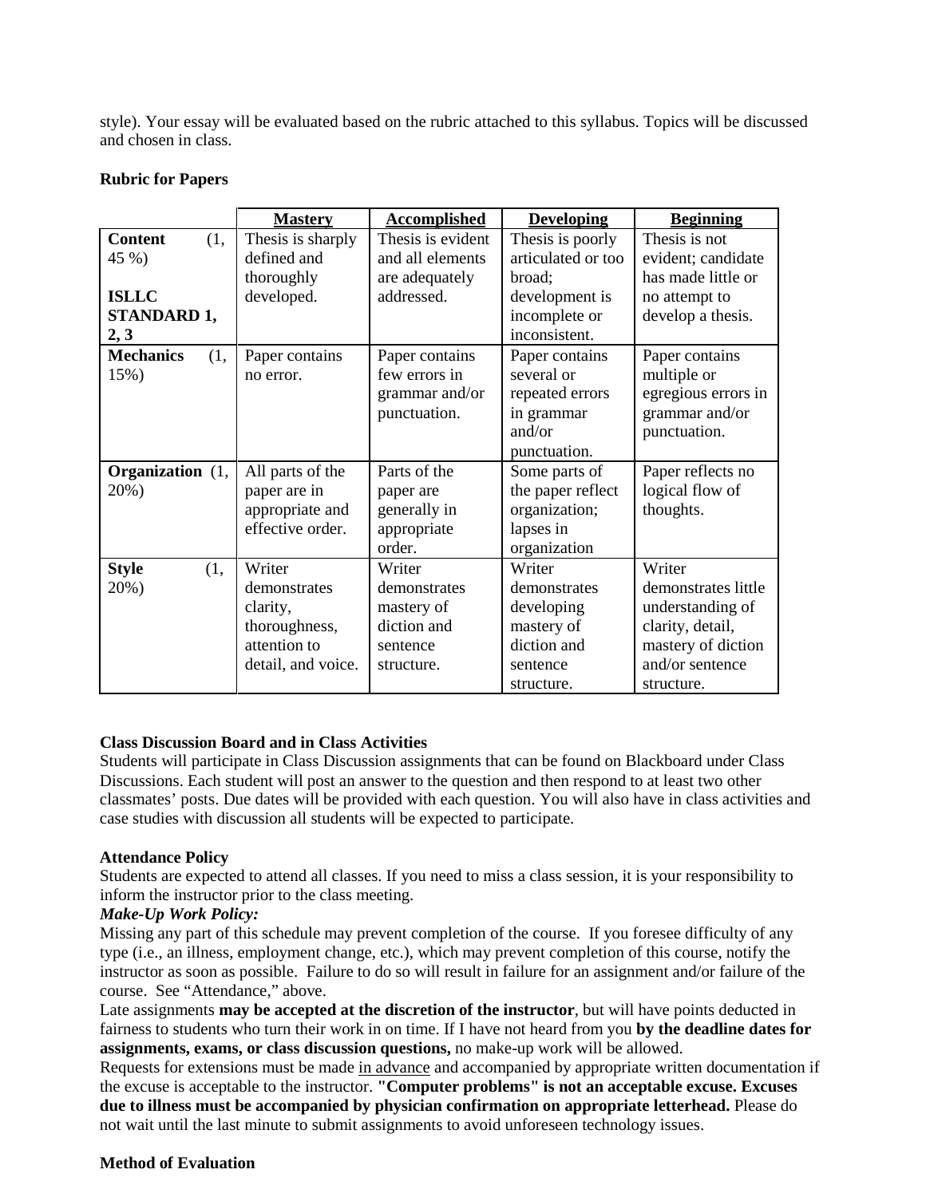style). Your essay will be evaluated based on the rubric attached to this syllabus. Topics will be discussed and chosen in class.

**Rubric for Papers**

| | **Mastery** | **Accomplished** | **Developing** | **Beginning** |
|---|---|---|---|---|
| **Content** (1, 45 %) **ISLLC STANDARD 1, 2, 3** | Thesis is sharply defined and thoroughly developed. | Thesis is evident and all elements are adequately addressed. | Thesis is poorly articulated or too broad; development is incomplete or inconsistent. | Thesis is not evident; candidate has made little or no attempt to develop a thesis. |
| **Mechanics** (1, 15%) | Paper contains no error. | Paper contains few errors in grammar and/or punctuation. | Paper contains several or repeated errors in grammar and/or punctuation. | Paper contains multiple or egregious errors in grammar and/or punctuation. |
| **Organization** (1, 20%) | All parts of the paper are in appropriate and effective order. | Parts of the paper are generally in appropriate order. | Some parts of the paper reflect organization; lapses in organization | Paper reflects no logical flow of thoughts. |
| **Style** (1, 20%) | Writer demonstrates clarity, thoroughness, attention to detail, and voice. | Writer demonstrates mastery of diction and sentence structure. | Writer demonstrates developing mastery of diction and sentence structure. | Writer demonstrates little understanding of clarity, detail, mastery of diction and/or sentence structure. |

**Class Discussion Board and in Class Activities**

Students will participate in Class Discussion assignments that can be found on Blackboard under Class Discussions. Each student will post an answer to the question and then respond to at least two other classmates' posts. Due dates will be provided with each question. You will also have in class activities and case studies with discussion all students will be expected to participate.

**Attendance Policy**

Students are expected to attend all classes. If you need to miss a class session, it is your responsibility to inform the instructor prior to the class meeting.

***Make-Up Work Policy:***

Missing any part of this schedule may prevent completion of the course. If you foresee difficulty of any type (i.e., an illness, employment change, etc.), which may prevent completion of this course, notify the instructor as soon as possible. Failure to do so will result in failure for an assignment and/or failure of the course. See "Attendance," above.

Late assignments **may be accepted at the discretion of the instructor**, but will have points deducted in fairness to students who turn their work in on time. If I have not heard from you **by the deadline dates for assignments, exams, or class discussion questions,** no make-up work will be allowed.

Requests for extensions must be made <u>in advance</u> and accompanied by appropriate written documentation if the excuse is acceptable to the instructor. **"Computer problems" is not an acceptable excuse. Excuses due to illness must be accompanied by physician confirmation on appropriate letterhead.** Please do not wait until the last minute to submit assignments to avoid unforeseen technology issues.

**Method of Evaluation**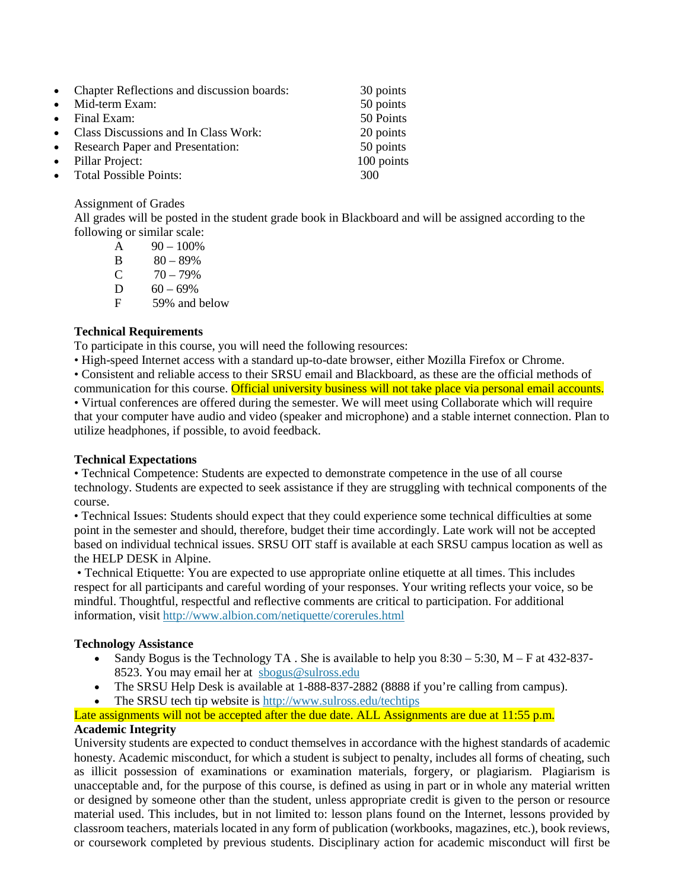- Chapter Reflections and discussion boards: 30 points
- Mid-term Exam: 50 points
- Final Exam: 50 Points
- Class Discussions and In Class Work: 20 points
- Research Paper and Presentation: 50 points
- Pillar Project: 100 points
- Total Possible Points: 300

Assignment of Grades

All grades will be posted in the student grade book in Blackboard and will be assigned according to the following or similar scale:

A 90 – 100%

B 80 – 89%

C 70 – 79%

D 60 – 69%

F 59% and below

**Technical Requirements**

To participate in this course, you will need the following resources:

• High-speed Internet access with a standard up-to-date browser, either Mozilla Firefox or Chrome.

• Consistent and reliable access to their SRSU email and Blackboard, as these are the official methods of communication for this course. Official university business will not take place via personal email accounts.

• Virtual conferences are offered during the semester. We will meet using Collaborate which will require that your computer have audio and video (speaker and microphone) and a stable internet connection. Plan to utilize headphones, if possible, to avoid feedback.

**Technical Expectations**

• Technical Competence: Students are expected to demonstrate competence in the use of all course technology. Students are expected to seek assistance if they are struggling with technical components of the course.

• Technical Issues: Students should expect that they could experience some technical difficulties at some point in the semester and should, therefore, budget their time accordingly. Late work will not be accepted based on individual technical issues. SRSU OIT staff is available at each SRSU campus location as well as the HELP DESK in Alpine.

• Technical Etiquette: You are expected to use appropriate online etiquette at all times. This includes respect for all participants and careful wording of your responses. Your writing reflects your voice, so be mindful. Thoughtful, respectful and reflective comments are critical to participation. For additional information, visit http://www.albion.com/netiquette/corerules.html

**Technology Assistance**

- Sandy Bogus is the Technology TA . She is available to help you 8:30 – 5:30, M – F at 432-837-8523. You may email her at sbogus@sulross.edu
- The SRSU Help Desk is available at 1-888-837-2882 (8888 if you're calling from campus).
- The SRSU tech tip website is http://www.sulross.edu/techtips

Late assignments will not be accepted after the due date. ALL Assignments are due at 11:55 p.m.

**Academic Integrity**

University students are expected to conduct themselves in accordance with the highest standards of academic honesty. Academic misconduct, for which a student is subject to penalty, includes all forms of cheating, such as illicit possession of examinations or examination materials, forgery, or plagiarism. Plagiarism is unacceptable and, for the purpose of this course, is defined as using in part or in whole any material written or designed by someone other than the student, unless appropriate credit is given to the person or resource material used. This includes, but in not limited to: lesson plans found on the Internet, lessons provided by classroom teachers, materials located in any form of publication (workbooks, magazines, etc.), book reviews, or coursework completed by previous students. Disciplinary action for academic misconduct will first be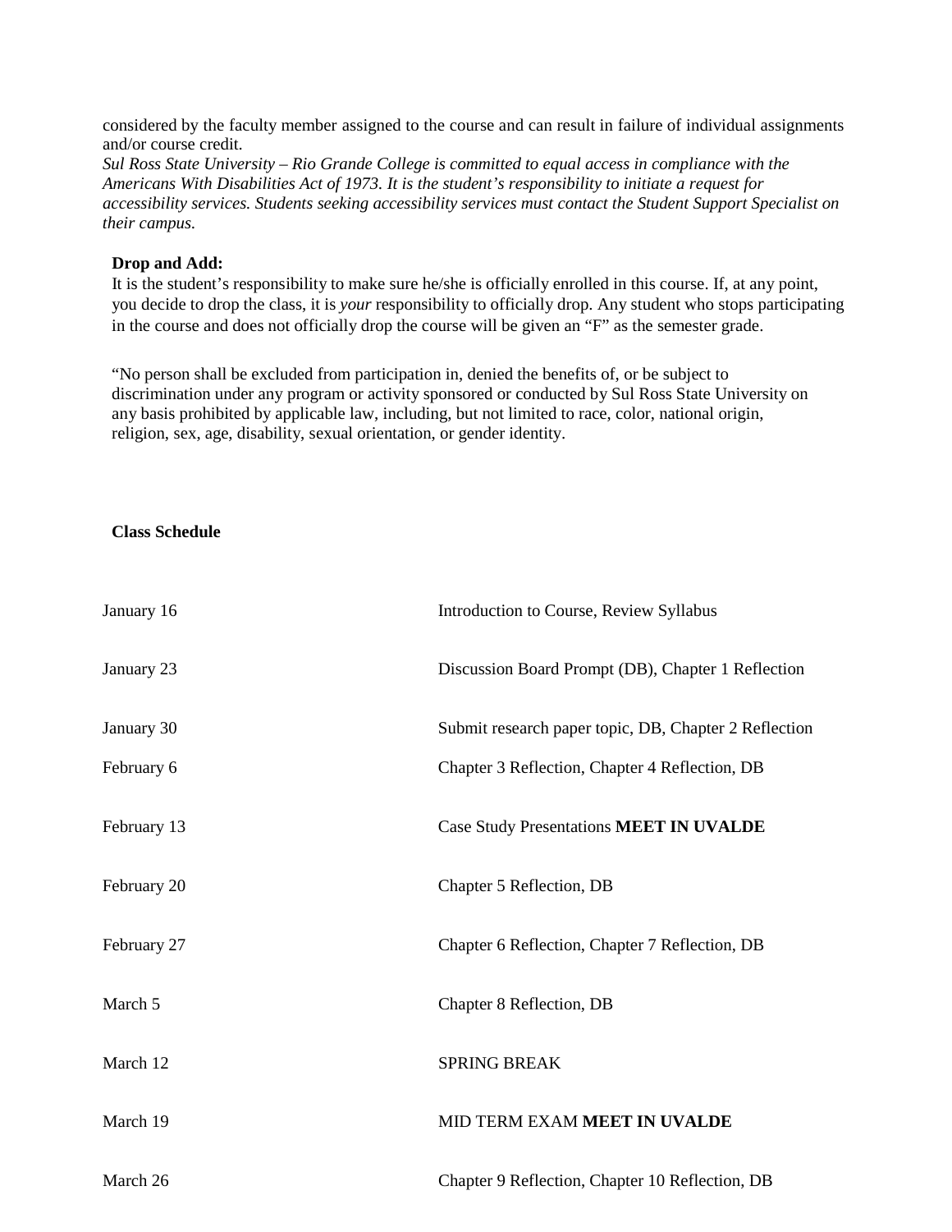considered by the faculty member assigned to the course and can result in failure of individual assignments and/or course credit.

*Sul Ross State University – Rio Grande College is committed to equal access in compliance with the Americans With Disabilities Act of 1973. It is the student's responsibility to initiate a request for accessibility services. Students seeking accessibility services must contact the Student Support Specialist on their campus.*

**Drop and Add:**

It is the student's responsibility to make sure he/she is officially enrolled in this course. If, at any point, you decide to drop the class, it is *your* responsibility to officially drop. Any student who stops participating in the course and does not officially drop the course will be given an "F" as the semester grade.

"No person shall be excluded from participation in, denied the benefits of, or be subject to discrimination under any program or activity sponsored or conducted by Sul Ross State University on any basis prohibited by applicable law, including, but not limited to race, color, national origin, religion, sex, age, disability, sexual orientation, or gender identity.

**Class Schedule**

| | |
|---|---|
| January 16 | Introduction to Course, Review Syllabus |
| January 23 | Discussion Board Prompt (DB), Chapter 1 Reflection |
| January 30 | Submit research paper topic, DB, Chapter 2 Reflection |
| February 6 | Chapter 3 Reflection, Chapter 4 Reflection, DB |
| February 13 | Case Study Presentations **MEET IN UVALDE** |
| February 20 | Chapter 5 Reflection, DB |
| February 27 | Chapter 6 Reflection, Chapter 7 Reflection, DB |
| March 5 | Chapter 8 Reflection, DB |
| March 12 | SPRING BREAK |
| March 19 | MID TERM EXAM **MEET IN UVALDE** |
| March 26 | Chapter 9 Reflection, Chapter 10 Reflection, DB |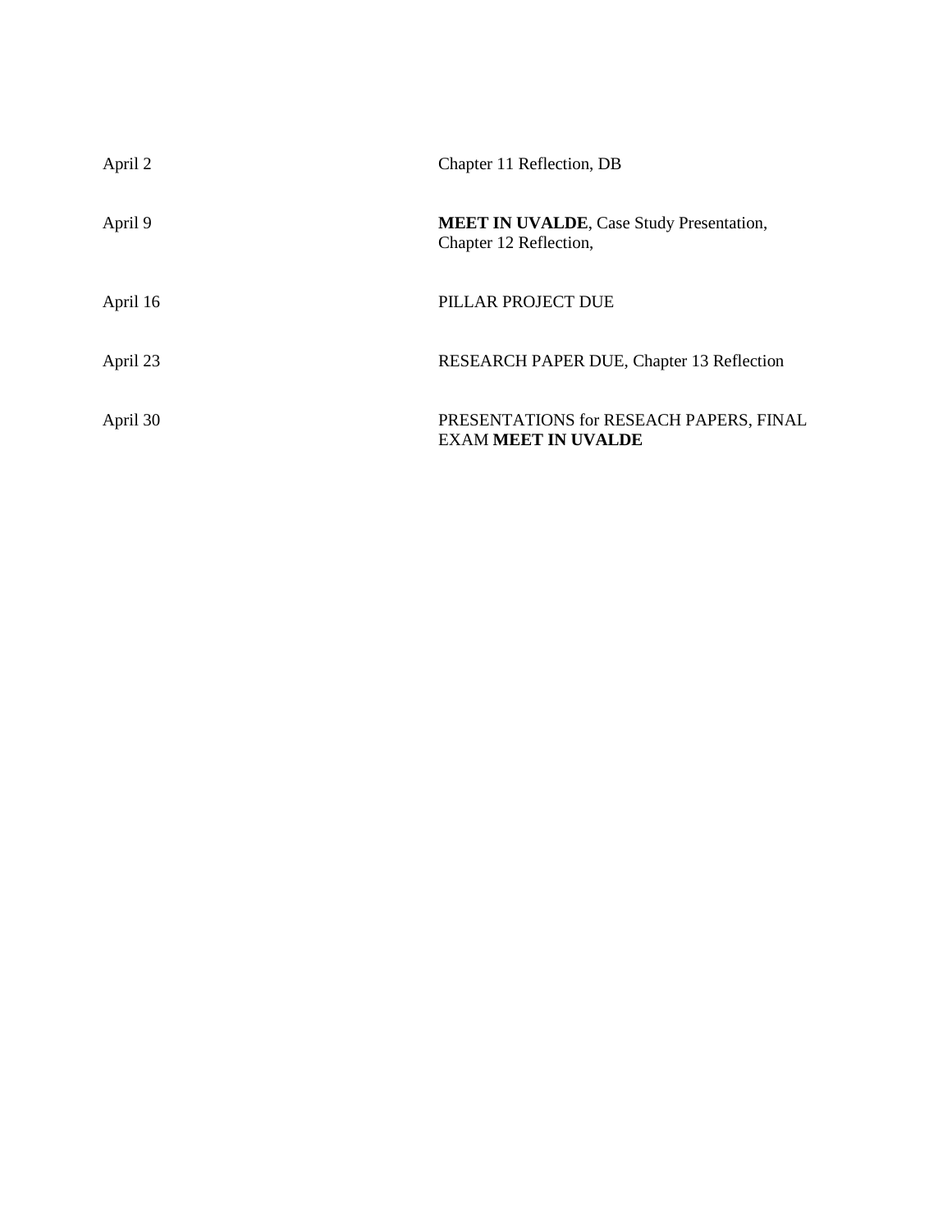| | |
|---|---|
| April 2 | Chapter 11 Reflection, DB |
| April 9 | **MEET IN UVALDE**, Case Study Presentation, Chapter 12 Reflection, |
| April 16 | PILLAR PROJECT DUE |
| April 23 | RESEARCH PAPER DUE, Chapter 13 Reflection |
| April 30 | PRESENTATIONS for RESEACH PAPERS, FINAL EXAM **MEET IN UVALDE** |